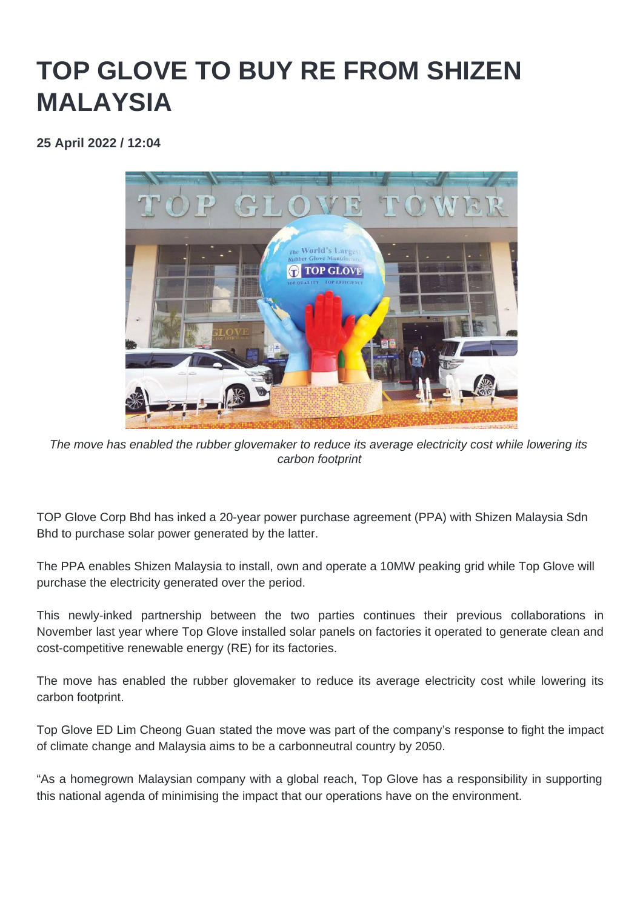# TOP GLOVE TO BUY RE FROM SHIZEN MALAYSIA

**25 April 2022 / 12:04**

*The move has enabled the rubber glovemaker to reduce its average electricity cost while lowering its carbon footprint*

TOP Glove Corp Bhd has inked a 20-year power purchase agreement (PPA) with Shizen Malaysia Sdn Bhd to purchase solar power generated by the latter.

The PPA enables Shizen Malaysia to install, own and operate a 10MW peaking grid while Top Glove will purchase the electricity generated over the period.

This newly-inked partnership between the two parties continues their previous collaborations in November last year where Top Glove installed solar panels on factories it operated to generate clean and cost-competitive renewable energy (RE) for its factories.

The move has enabled the rubber glovemaker to reduce its average electricity cost while lowering its carbon footprint.

Top Glove ED Lim Cheong Guan stated the move was part of the company's response to fight the impact of climate change and Malaysia aims to be a carbonneutral country by 2050.

"As a homegrown Malaysian company with a global reach, Top Glove has a responsibility in supporting this national agenda of minimising the impact that our operations have on the environment.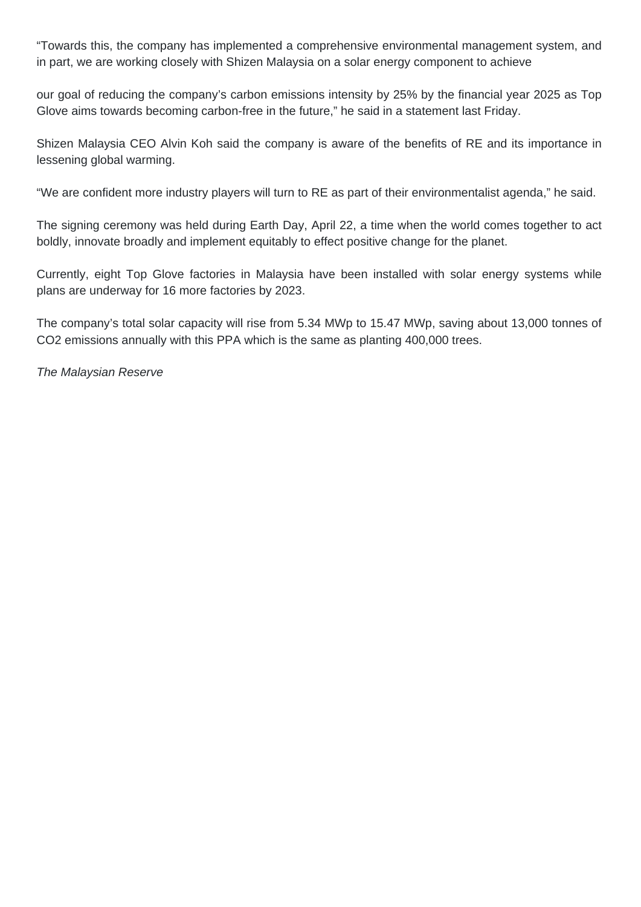"Towards this, the company has implemented a comprehensive environmental management system, and in part, we are working closely with Shizen Malaysia on a solar energy component to achieve

our goal of reducing the company's carbon emissions intensity by 25% by the financial year 2025 as Top Glove aims towards becoming carbon-free in the future," he said in a statement last Friday.

Shizen Malaysia CEO Alvin Koh said the company is aware of the benefits of RE and its importance in lessening global warming.

"We are confident more industry players will turn to RE as part of their environmentalist agenda," he said.

The signing ceremony was held during Earth Day, April 22, a time when the world comes together to act boldly, innovate broadly and implement equitably to effect positive change for the planet.

Currently, eight Top Glove factories in Malaysia have been installed with solar energy systems while plans are underway for 16 more factories by 2023.

The company's total solar capacity will rise from 5.34 MWp to 15.47 MWp, saving about 13,000 tonnes of $CO_2$ emissions annually with this PPA which is the same as planting 400,000 trees.

*The Malaysian Reserve*